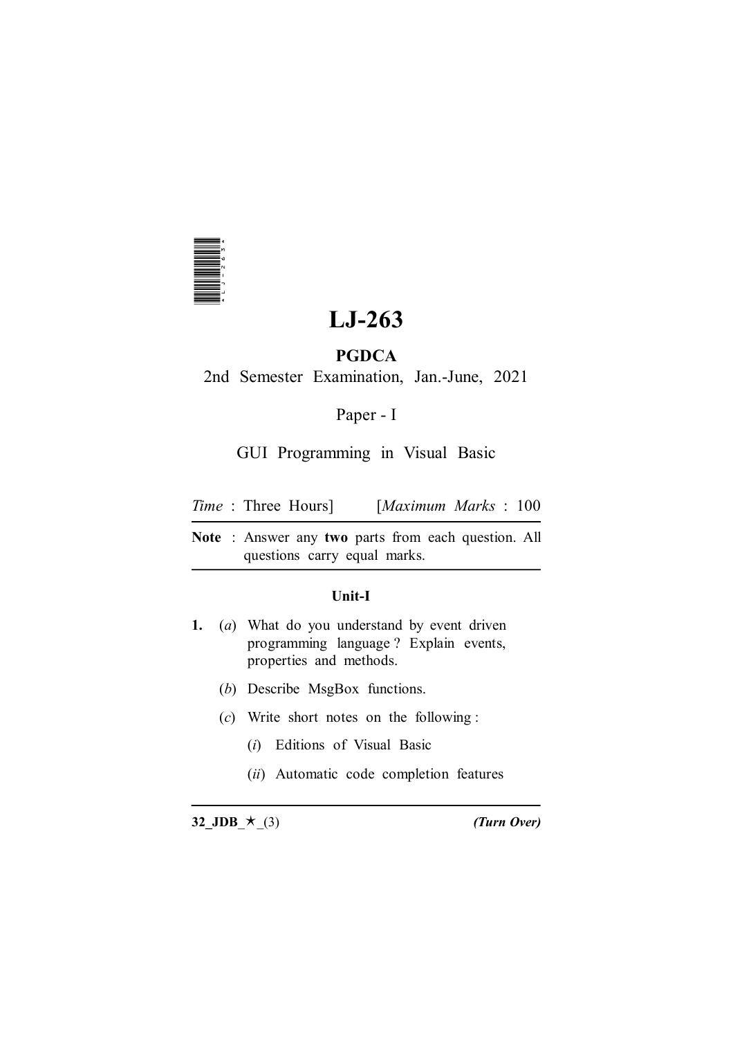# LJ-263

## PGDCA

2nd Semester Examination, Jan.-June, 2021

Paper - I

GUI Programming in Visual Basic

*Time* : Three Hours] [*Maximum Marks* : 100

**Note** : Answer any **two** parts from each question. All questions carry equal marks.

### Unit-I

1. (*a*) What do you understand by event driven programming language ? Explain events, properties and methods.

   (*b*) Describe MsgBox functions.

   (*c*) Write short notes on the following :

   (*i*) Editions of Visual Basic

   (*ii*) Automatic code completion features

32_JDB_★_(3) *(Turn Over)*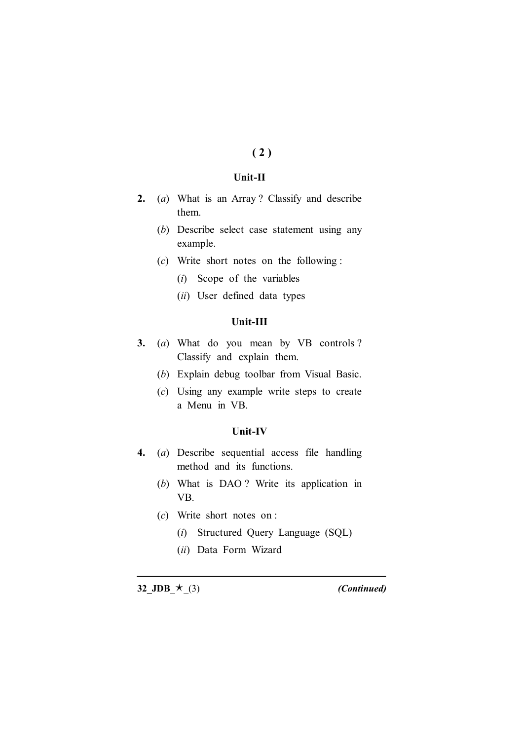## Unit-II

**2.** (*a*) What is an Array ? Classify and describe them.

(*b*) Describe select case statement using any example.

(*c*) Write short notes on the following :

(*i*) Scope of the variables

(*ii*) User defined data types

## Unit-III

**3.** (*a*) What do you mean by VB controls ? Classify and explain them.

(*b*) Explain debug toolbar from Visual Basic.

(*c*) Using any example write steps to create a Menu in VB.

## Unit-IV

**4.** (*a*) Describe sequential access file handling method and its functions.

(*b*) What is DAO ? Write its application in VB.

(*c*) Write short notes on :

(*i*) Structured Query Language (SQL)

(*ii*) Data Form Wizard

***(Continued)***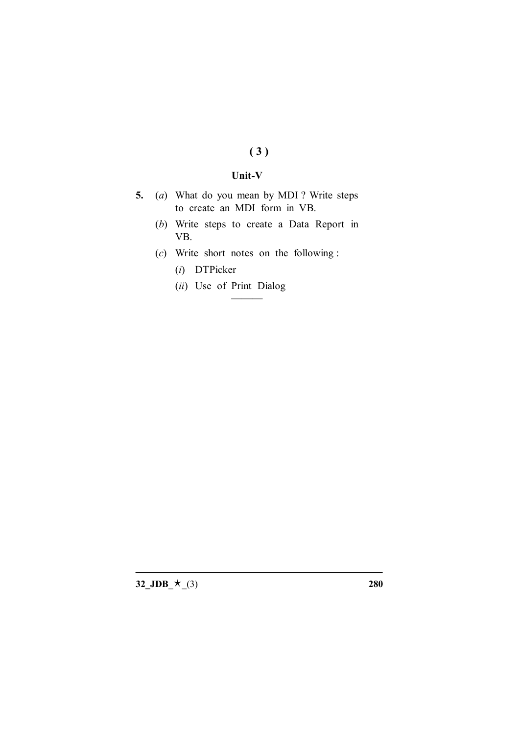## Unit-V

**5.** (*a*) What do you mean by MDI ? Write steps to create an MDI form in VB.

(*b*) Write steps to create a Data Report in VB.

(*c*) Write short notes on the following :

(*i*) DTPicker

(*ii*) Use of Print Dialog

———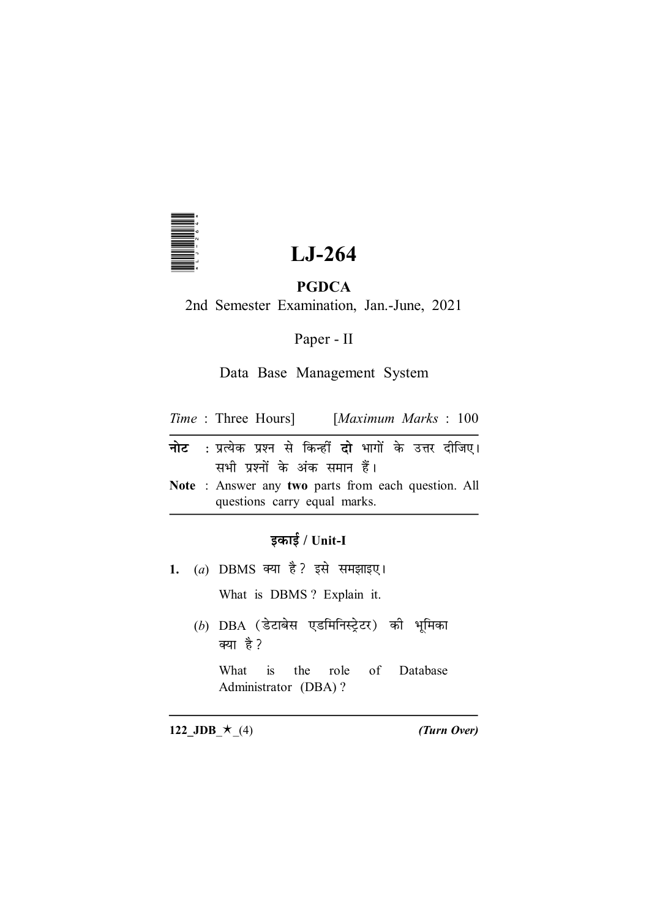# LJ-264

## PGDCA

2nd Semester Examination, Jan.-June, 2021

Paper - II

Data Base Management System

*Time* : Three Hours] [*Maximum Marks* : 100

**नोट** : प्रत्येक प्रश्न से किन्हीं **दो** भागों के उत्तर दीजिए। सभी प्रश्नों के अंक समान हैं।

**Note** : Answer any **two** parts from each question. All questions carry equal marks.

### इकाई / Unit-I

1. (*a*) DBMS क्या है? इसे समझाइए।

   What is DBMS ? Explain it.

   (*b*) DBA (डेटाबेस एडमिनिस्ट्रेटर) की भूमिका क्या है?

   What is the role of Database Administrator (DBA) ?

122_JDB_★_(4) *(Turn Over)*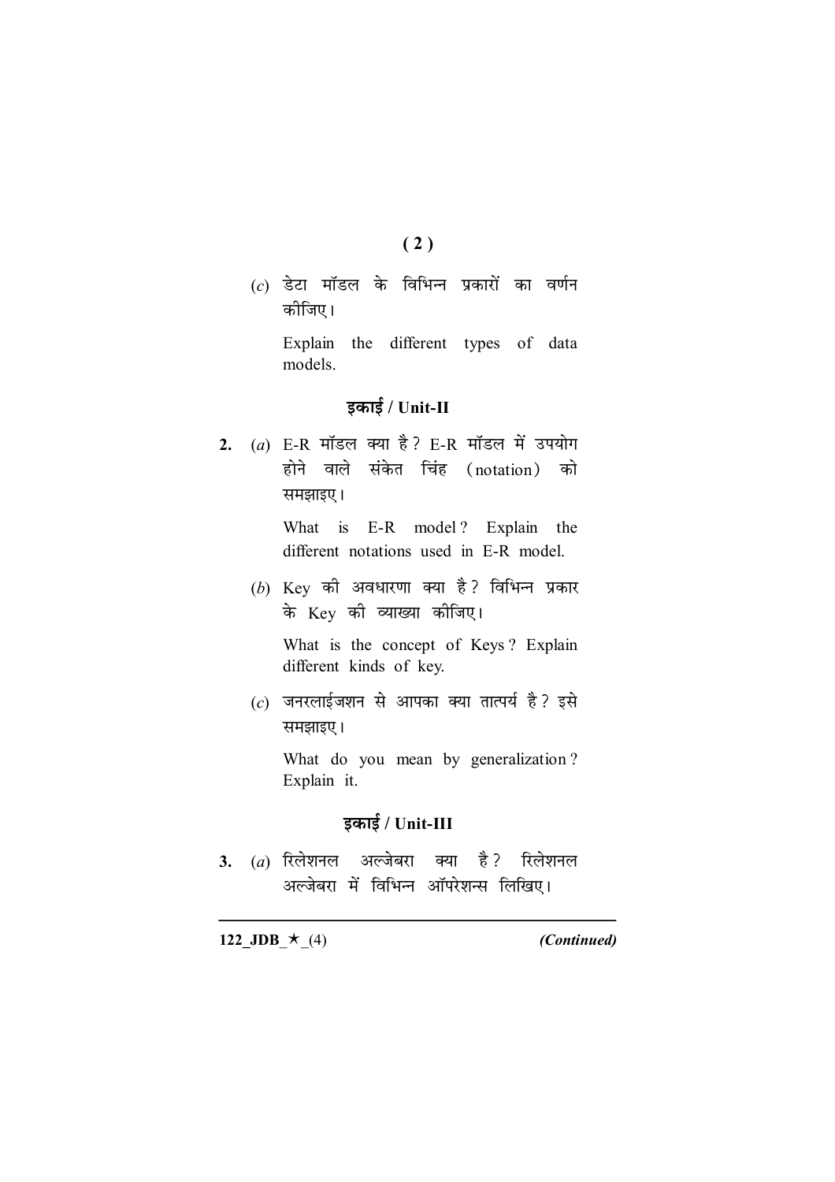(*c*) डेटा मॉडल के विभिन्न प्रकारों का वर्णन कीजिए।

Explain the different types of data models.

## इकाई / Unit-II

2. (*a*) E-R मॉडल क्या है? E-R मॉडल में उपयोग होने वाले संकेत चिंह (notation) को समझाइए।

   What is E-R model? Explain the different notations used in E-R model.

   (*b*) Key की अवधारणा क्या है? विभिन्न प्रकार के Key की व्याख्या कीजिए।

   What is the concept of Keys? Explain different kinds of key.

   (*c*) जनरलाईजशन से आपका क्या तात्पर्य है? इसे समझाइए।

   What do you mean by generalization? Explain it.

## इकाई / Unit-III

3. (*a*) रिलेशनल अल्जेबरा क्या है? रिलेशनल अल्जेबरा में विभिन्न ऑपरेशन्स लिखिए।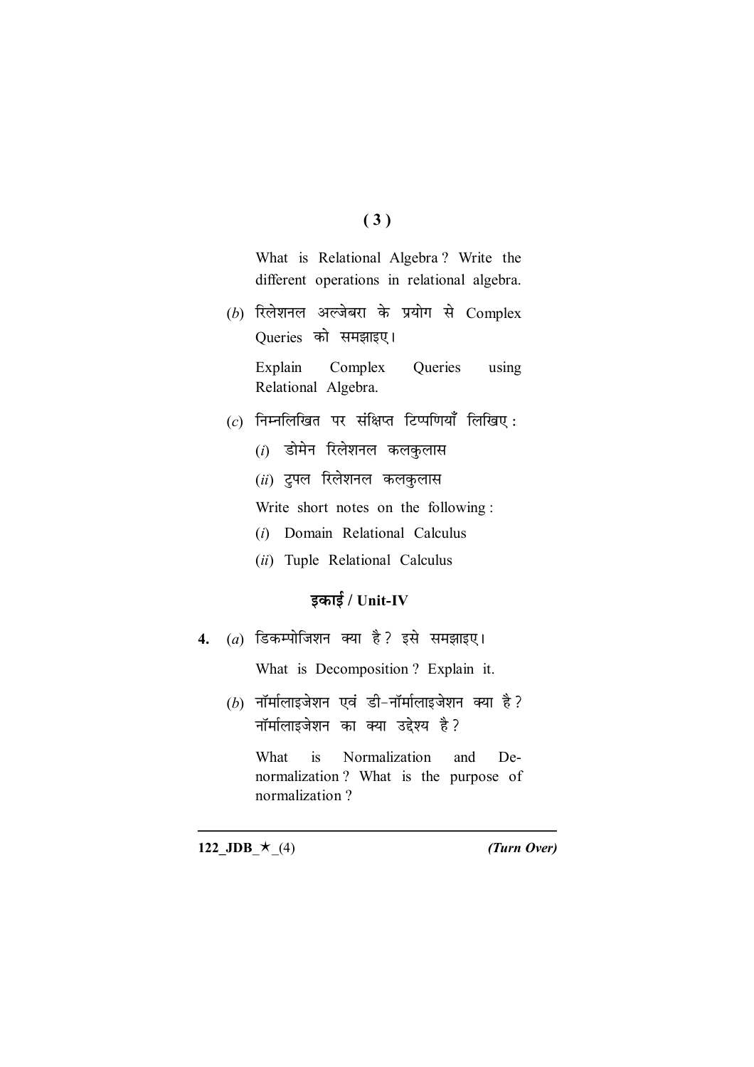What is Relational Algebra? Write the different operations in relational algebra.

(*b*) रिलेशनल अल्जेबरा के प्रयोग से Complex Queries को समझाइए।

Explain Complex Queries using Relational Algebra.

(*c*) निम्नलिखित पर संक्षिप्त टिप्पणियाँ लिखिए :

(*i*) डोमेन रिलेशनल कलकुलास

(*ii*) टुपल रिलेशनल कलकुलास

Write short notes on the following :

(*i*) Domain Relational Calculus

(*ii*) Tuple Relational Calculus

### इकाई / Unit-IV

**4.** (*a*) डिकम्पोजिशन क्या है? इसे समझाइए।

What is Decomposition? Explain it.

(*b*) नॉर्मालाइजेशन एवं डी-नॉर्मालाइजेशन क्या है? नॉर्मालाइजेशन का क्या उद्देश्य है?

What is Normalization and De-normalization? What is the purpose of normalization?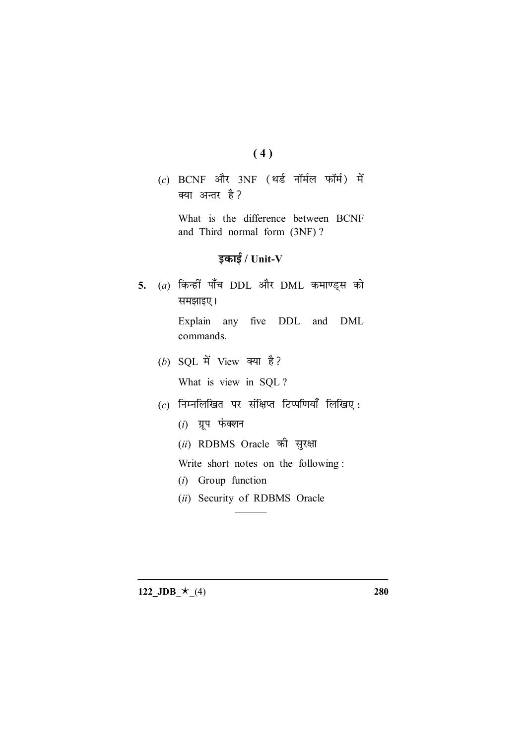(*c*) BCNF और 3NF (थर्ड नॉर्मल फॉर्म) में क्या अन्तर है?

What is the difference between BCNF and Third normal form (3NF)?

## इकाई / Unit-V

**5.** (*a*) किन्हीं पाँच DDL और DML कमाण्ड्स को समझाइए।

Explain any five DDL and DML commands.

(*b*) SQL में View क्या है?

What is view in SQL?

(*c*) निम्नलिखित पर संक्षिप्त टिप्पणियाँ लिखिए :

(*i*) ग्रूप फंक्शन

(*ii*) RDBMS Oracle की सुरक्षा

Write short notes on the following :

(*i*) Group function

(*ii*) Security of RDBMS Oracle

———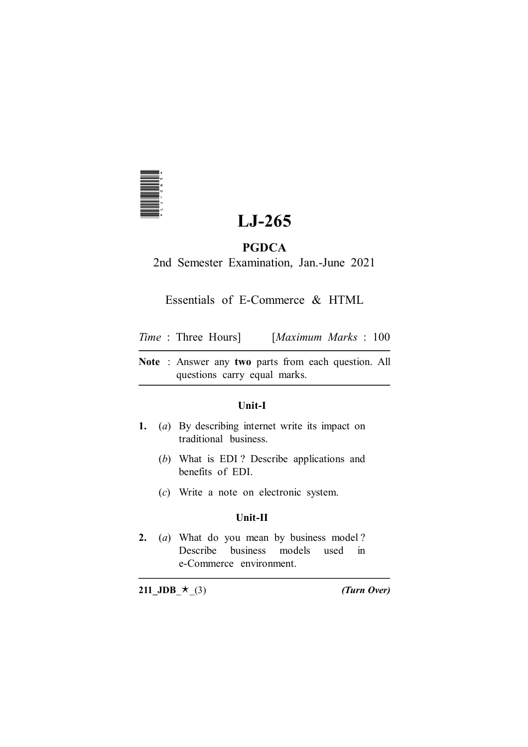# LJ-265

## PGDCA

2nd Semester Examination, Jan.-June 2021

Essentials of E-Commerce & HTML

*Time* : Three Hours] [*Maximum Marks* : 100

**Note** : Answer any **two** parts from each question. All questions carry equal marks.

### Unit-I

1. (*a*) By describing internet write its impact on traditional business.

   (*b*) What is EDI ? Describe applications and benefits of EDI.

   (*c*) Write a note on electronic system.

### Unit-II

2. (*a*) What do you mean by business model ? Describe business models used in e-Commerce environment.

**211_JDB_★_(3)** ***(Turn Over)***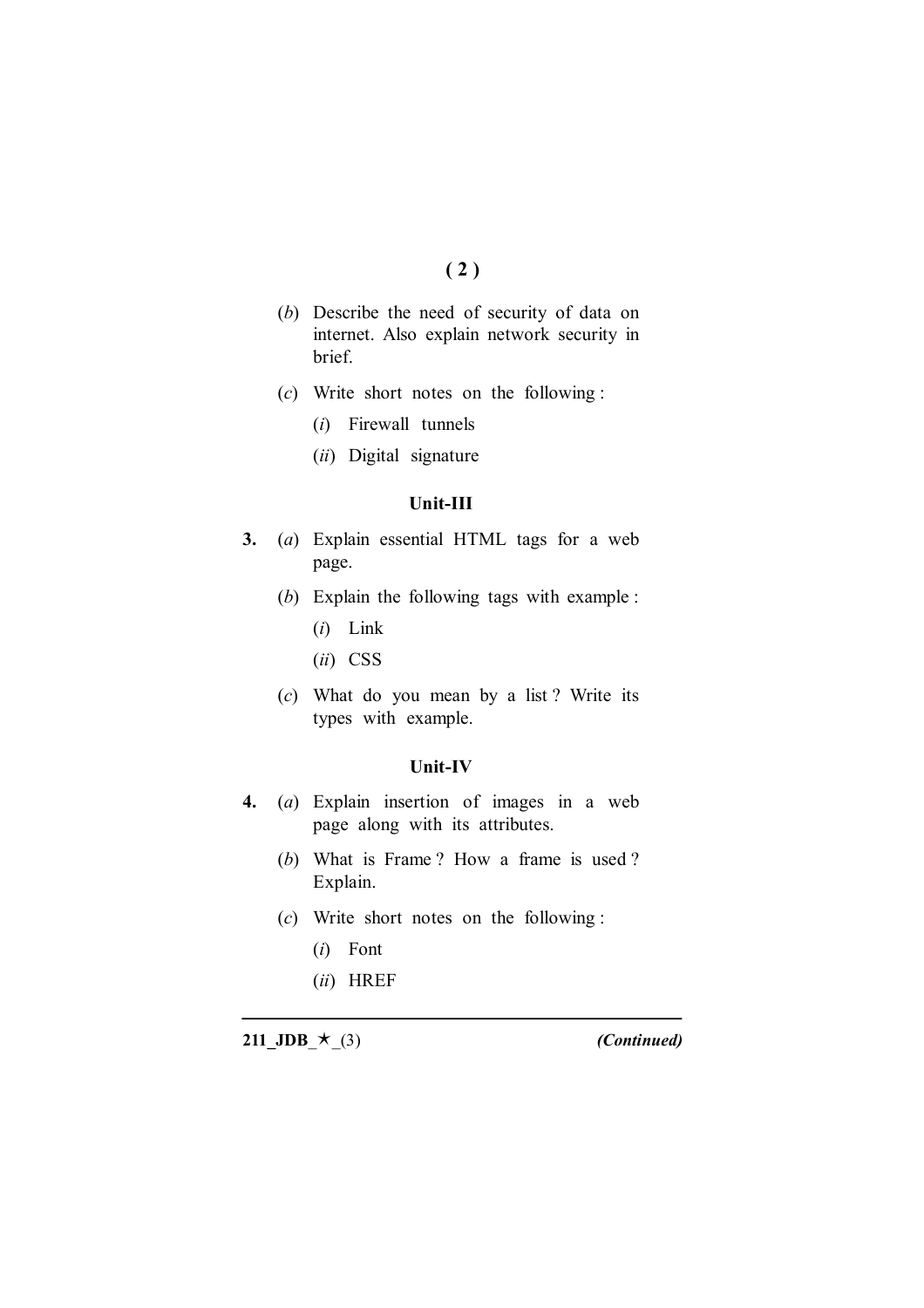(b) Describe the need of security of data on internet. Also explain network security in brief.

(c) Write short notes on the following :

(i) Firewall tunnels

(ii) Digital signature

## Unit-III

**3.** (a) Explain essential HTML tags for a web page.

(b) Explain the following tags with example :

(i) Link

(ii) CSS

(c) What do you mean by a list ? Write its types with example.

## Unit-IV

**4.** (a) Explain insertion of images in a web page along with its attributes.

(b) What is Frame ? How a frame is used ? Explain.

(c) Write short notes on the following :

(i) Font

(ii) HREF

**211_JDB_★_(3)** *(Continued)*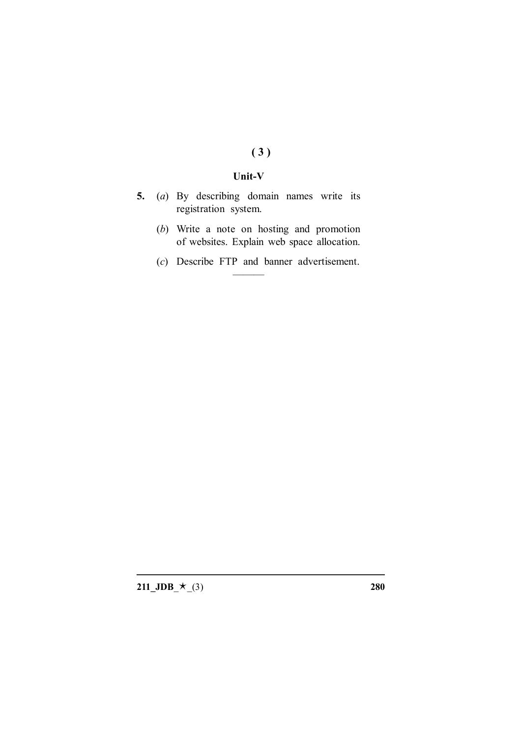## Unit-V

**5.** (*a*) By describing domain names write its registration system.

(*b*) Write a note on hosting and promotion of websites. Explain web space allocation.

(*c*) Describe FTP and banner advertisement.